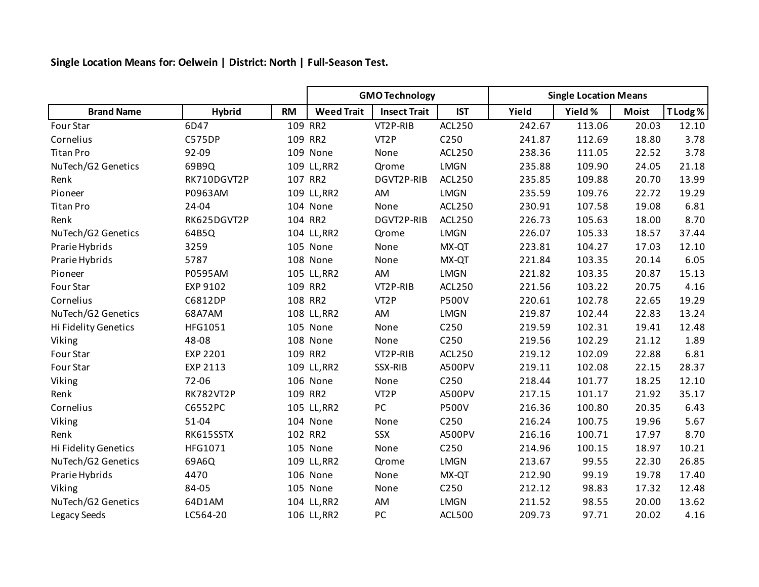**Single Location Means for: Oelwein | District: North | Full-Season Test.**

| | | | GMO Technology | | | Single Location Means | | | |
|---|---|---|---|---|---|---|---|---|---|
| **Brand Name** | **Hybrid** | **RM** | **Weed Trait** | **Insect Trait** | **IST** | **Yield** | **Yield %** | **Moist** | **T Lodg %** |
| Four Star | 6D47 | 109 | RR2 | VT2P-RIB | ACL250 | 242.67 | 113.06 | 20.03 | 12.10 |
| Cornelius | C575DP | 109 | RR2 | VT2P | C250 | 241.87 | 112.69 | 18.80 | 3.78 |
| Titan Pro | 92-09 | 109 | None | None | ACL250 | 238.36 | 111.05 | 22.52 | 3.78 |
| NuTech/G2 Genetics | 69B9Q | 109 | LL,RR2 | Qrome | LMGN | 235.88 | 109.90 | 24.05 | 21.18 |
| Renk | RK710DGVT2P | 107 | RR2 | DGVT2P-RIB | ACL250 | 235.85 | 109.88 | 20.70 | 13.99 |
| Pioneer | P0963AM | 109 | LL,RR2 | AM | LMGN | 235.59 | 109.76 | 22.72 | 19.29 |
| Titan Pro | 24-04 | 104 | None | None | ACL250 | 230.91 | 107.58 | 19.08 | 6.81 |
| Renk | RK625DGVT2P | 104 | RR2 | DGVT2P-RIB | ACL250 | 226.73 | 105.63 | 18.00 | 8.70 |
| NuTech/G2 Genetics | 64B5Q | 104 | LL,RR2 | Qrome | LMGN | 226.07 | 105.33 | 18.57 | 37.44 |
| Prarie Hybrids | 3259 | 105 | None | None | MX-QT | 223.81 | 104.27 | 17.03 | 12.10 |
| Prarie Hybrids | 5787 | 108 | None | None | MX-QT | 221.84 | 103.35 | 20.14 | 6.05 |
| Pioneer | P0595AM | 105 | LL,RR2 | AM | LMGN | 221.82 | 103.35 | 20.87 | 15.13 |
| Four Star | EXP 9102 | 109 | RR2 | VT2P-RIB | ACL250 | 221.56 | 103.22 | 20.75 | 4.16 |
| Cornelius | C6812DP | 108 | RR2 | VT2P | P500V | 220.61 | 102.78 | 22.65 | 19.29 |
| NuTech/G2 Genetics | 68A7AM | 108 | LL,RR2 | AM | LMGN | 219.87 | 102.44 | 22.83 | 13.24 |
| Hi Fidelity Genetics | HFG1051 | 105 | None | None | C250 | 219.59 | 102.31 | 19.41 | 12.48 |
| Viking | 48-08 | 108 | None | None | C250 | 219.56 | 102.29 | 21.12 | 1.89 |
| Four Star | EXP 2201 | 109 | RR2 | VT2P-RIB | ACL250 | 219.12 | 102.09 | 22.88 | 6.81 |
| Four Star | EXP 2113 | 109 | LL,RR2 | SSX-RIB | A500PV | 219.11 | 102.08 | 22.15 | 28.37 |
| Viking | 72-06 | 106 | None | None | C250 | 218.44 | 101.77 | 18.25 | 12.10 |
| Renk | RK782VT2P | 109 | RR2 | VT2P | A500PV | 217.15 | 101.17 | 21.92 | 35.17 |
| Cornelius | C6552PC | 105 | LL,RR2 | PC | P500V | 216.36 | 100.80 | 20.35 | 6.43 |
| Viking | 51-04 | 104 | None | None | C250 | 216.24 | 100.75 | 19.96 | 5.67 |
| Renk | RK615SSTX | 102 | RR2 | SSX | A500PV | 216.16 | 100.71 | 17.97 | 8.70 |
| Hi Fidelity Genetics | HFG1071 | 105 | None | None | C250 | 214.96 | 100.15 | 18.97 | 10.21 |
| NuTech/G2 Genetics | 69A6Q | 109 | LL,RR2 | Qrome | LMGN | 213.67 | 99.55 | 22.30 | 26.85 |
| Prarie Hybrids | 4470 | 106 | None | None | MX-QT | 212.90 | 99.19 | 19.78 | 17.40 |
| Viking | 84-05 | 105 | None | None | C250 | 212.12 | 98.83 | 17.32 | 12.48 |
| NuTech/G2 Genetics | 64D1AM | 104 | LL,RR2 | AM | LMGN | 211.52 | 98.55 | 20.00 | 13.62 |
| Legacy Seeds | LC564-20 | 106 | LL,RR2 | PC | ACL500 | 209.73 | 97.71 | 20.02 | 4.16 |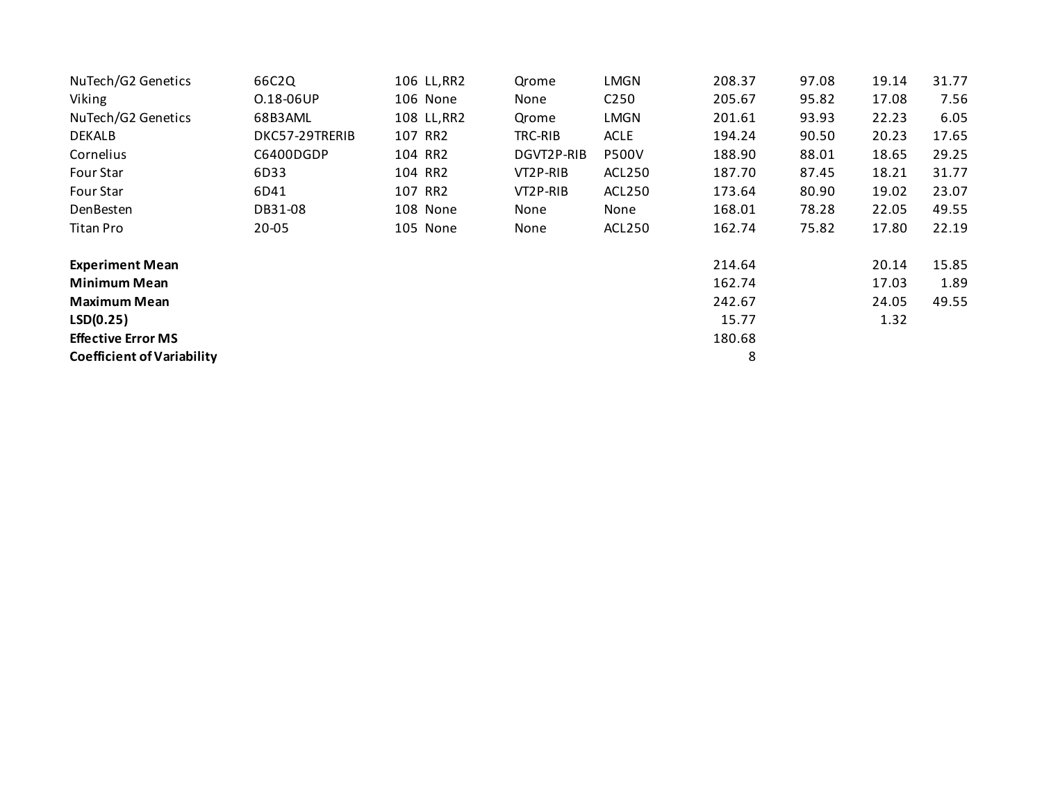| | | | | | | | | | |
|---|---|---|---|---|---|---|---|---|---|
| NuTech/G2 Genetics | 66C2Q | 106 | LL,RR2 | Qrome | LMGN | 208.37 | 97.08 | 19.14 | 31.77 |
| Viking | O.18-06UP | 106 | None | None | C250 | 205.67 | 95.82 | 17.08 | 7.56 |
| NuTech/G2 Genetics | 68B3AML | 108 | LL,RR2 | Qrome | LMGN | 201.61 | 93.93 | 22.23 | 6.05 |
| DEKALB | DKC57-29TRERIB | 107 | RR2 | TRC-RIB | ACLE | 194.24 | 90.50 | 20.23 | 17.65 |
| Cornelius | C6400DGDP | 104 | RR2 | DGVT2P-RIB | P500V | 188.90 | 88.01 | 18.65 | 29.25 |
| Four Star | 6D33 | 104 | RR2 | VT2P-RIB | ACL250 | 187.70 | 87.45 | 18.21 | 31.77 |
| Four Star | 6D41 | 107 | RR2 | VT2P-RIB | ACL250 | 173.64 | 80.90 | 19.02 | 23.07 |
| DenBesten | DB31-08 | 108 | None | None | None | 168.01 | 78.28 | 22.05 | 49.55 |
| Titan Pro | 20-05 | 105 | None | None | ACL250 | 162.74 | 75.82 | 17.80 | 22.19 |
| | | | | | | | | | |
| **Experiment Mean** | | | | | | 214.64 | | 20.14 | 15.85 |
| **Minimum Mean** | | | | | | 162.74 | | 17.03 | 1.89 |
| **Maximum Mean** | | | | | | 242.67 | | 24.05 | 49.55 |
| **LSD(0.25)** | | | | | | 15.77 | | 1.32 | |
| **Effective Error MS** | | | | | | 180.68 | | | |
| **Coefficient of Variability** | | | | | | 8 | | | |